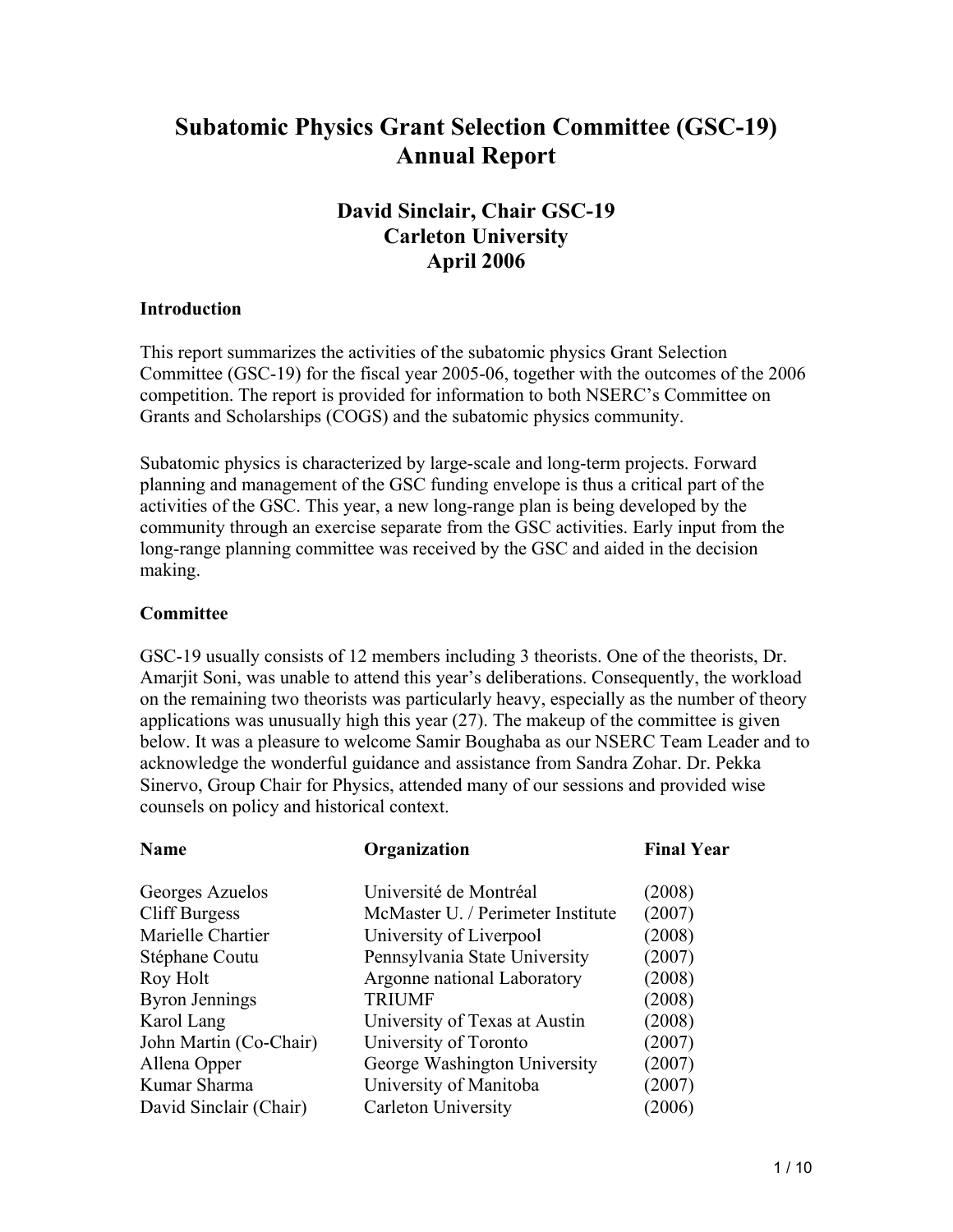# Subatomic Physics Grant Selection Committee (GSC-19) Annual Report

### David Sinclair, Chair GSC-19
### Carleton University
### April 2006

**Introduction**

This report summarizes the activities of the subatomic physics Grant Selection Committee (GSC-19) for the fiscal year 2005-06, together with the outcomes of the 2006 competition. The report is provided for information to both NSERC's Committee on Grants and Scholarships (COGS) and the subatomic physics community.

Subatomic physics is characterized by large-scale and long-term projects. Forward planning and management of the GSC funding envelope is thus a critical part of the activities of the GSC. This year, a new long-range plan is being developed by the community through an exercise separate from the GSC activities. Early input from the long-range planning committee was received by the GSC and aided in the decision making.

**Committee**

GSC-19 usually consists of 12 members including 3 theorists. One of the theorists, Dr. Amarjit Soni, was unable to attend this year's deliberations. Consequently, the workload on the remaining two theorists was particularly heavy, especially as the number of theory applications was unusually high this year (27). The makeup of the committee is given below. It was a pleasure to welcome Samir Boughaba as our NSERC Team Leader and to acknowledge the wonderful guidance and assistance from Sandra Zohar. Dr. Pekka Sinervo, Group Chair for Physics, attended many of our sessions and provided wise counsels on policy and historical context.

| Name | Organization | Final Year |
|---|---|---|
| Georges Azuelos | Université de Montréal | (2008) |
| Cliff Burgess | McMaster U. / Perimeter Institute | (2007) |
| Marielle Chartier | University of Liverpool | (2008) |
| Stéphane Coutu | Pennsylvania State University | (2007) |
| Roy Holt | Argonne national Laboratory | (2008) |
| Byron Jennings | TRIUMF | (2008) |
| Karol Lang | University of Texas at Austin | (2008) |
| John Martin (Co-Chair) | University of Toronto | (2007) |
| Allena Opper | George Washington University | (2007) |
| Kumar Sharma | University of Manitoba | (2007) |
| David Sinclair (Chair) | Carleton University | (2006) |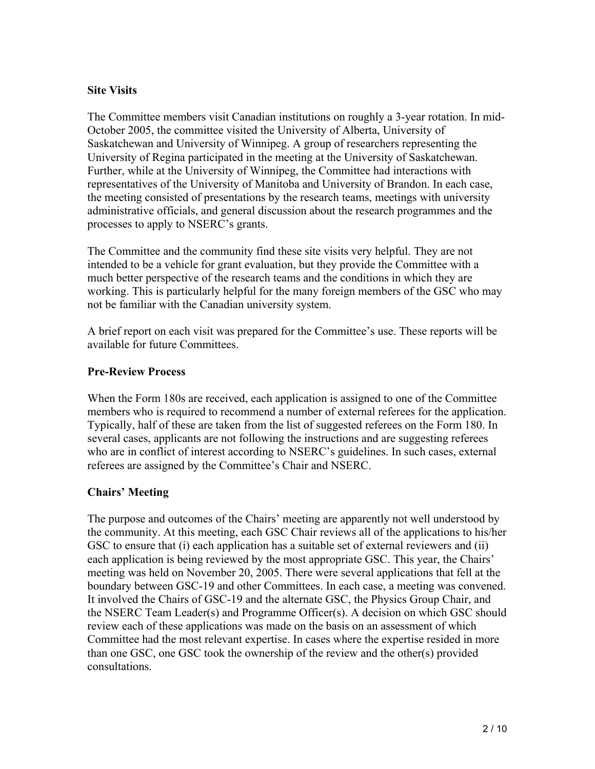## Site Visits

The Committee members visit Canadian institutions on roughly a 3-year rotation. In mid-October 2005, the committee visited the University of Alberta, University of Saskatchewan and University of Winnipeg. A group of researchers representing the University of Regina participated in the meeting at the University of Saskatchewan. Further, while at the University of Winnipeg, the Committee had interactions with representatives of the University of Manitoba and University of Brandon. In each case, the meeting consisted of presentations by the research teams, meetings with university administrative officials, and general discussion about the research programmes and the processes to apply to NSERC's grants.

The Committee and the community find these site visits very helpful. They are not intended to be a vehicle for grant evaluation, but they provide the Committee with a much better perspective of the research teams and the conditions in which they are working. This is particularly helpful for the many foreign members of the GSC who may not be familiar with the Canadian university system.

A brief report on each visit was prepared for the Committee's use. These reports will be available for future Committees.

## Pre-Review Process

When the Form 180s are received, each application is assigned to one of the Committee members who is required to recommend a number of external referees for the application. Typically, half of these are taken from the list of suggested referees on the Form 180. In several cases, applicants are not following the instructions and are suggesting referees who are in conflict of interest according to NSERC's guidelines. In such cases, external referees are assigned by the Committee's Chair and NSERC.

## Chairs' Meeting

The purpose and outcomes of the Chairs' meeting are apparently not well understood by the community. At this meeting, each GSC Chair reviews all of the applications to his/her GSC to ensure that (i) each application has a suitable set of external reviewers and (ii) each application is being reviewed by the most appropriate GSC. This year, the Chairs' meeting was held on November 20, 2005. There were several applications that fell at the boundary between GSC-19 and other Committees. In each case, a meeting was convened. It involved the Chairs of GSC-19 and the alternate GSC, the Physics Group Chair, and the NSERC Team Leader(s) and Programme Officer(s). A decision on which GSC should review each of these applications was made on the basis on an assessment of which Committee had the most relevant expertise. In cases where the expertise resided in more than one GSC, one GSC took the ownership of the review and the other(s) provided consultations.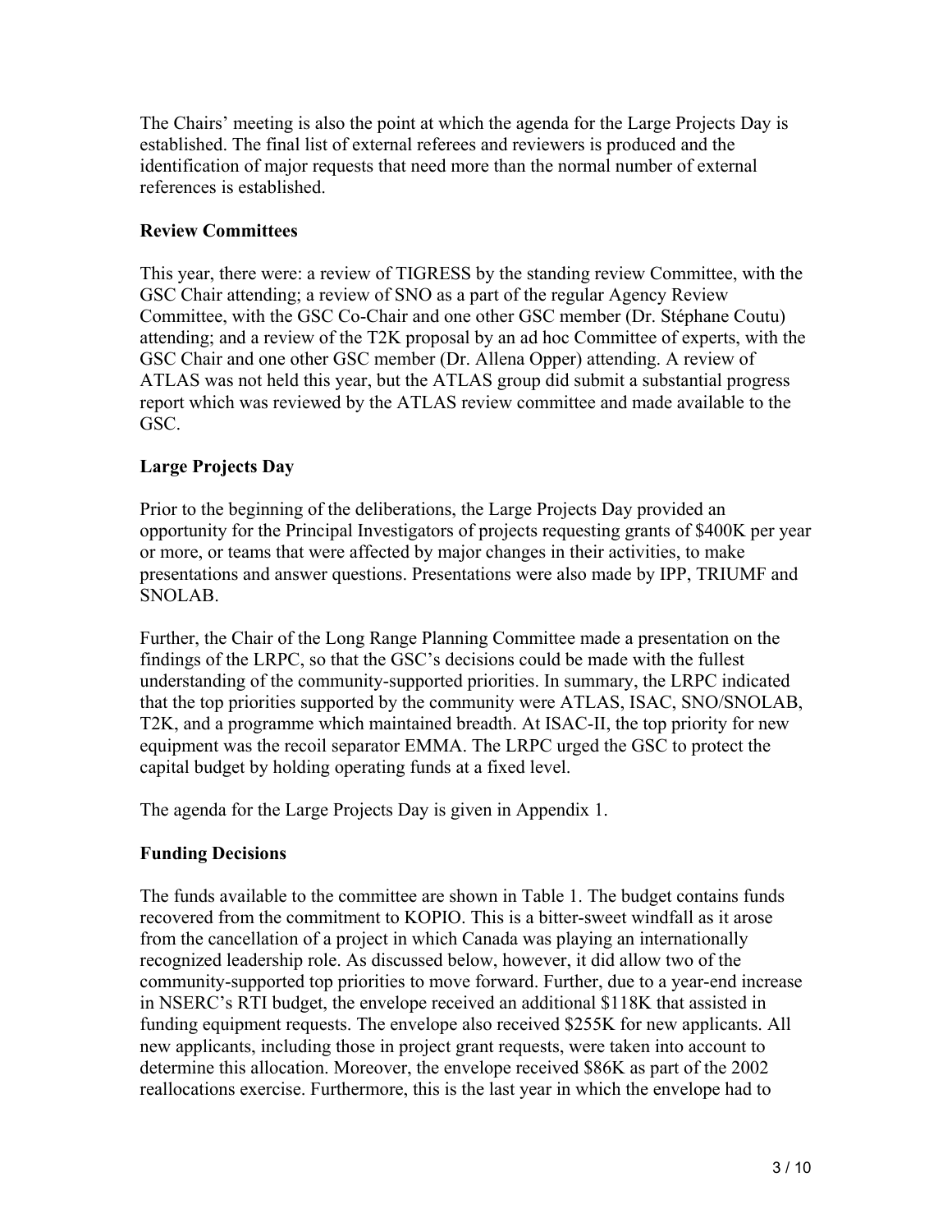The Chairs' meeting is also the point at which the agenda for the Large Projects Day is established. The final list of external referees and reviewers is produced and the identification of major requests that need more than the normal number of external references is established.

## Review Committees

This year, there were: a review of TIGRESS by the standing review Committee, with the GSC Chair attending; a review of SNO as a part of the regular Agency Review Committee, with the GSC Co-Chair and one other GSC member (Dr. Stéphane Coutu) attending; and a review of the T2K proposal by an ad hoc Committee of experts, with the GSC Chair and one other GSC member (Dr. Allena Opper) attending. A review of ATLAS was not held this year, but the ATLAS group did submit a substantial progress report which was reviewed by the ATLAS review committee and made available to the GSC.

## Large Projects Day

Prior to the beginning of the deliberations, the Large Projects Day provided an opportunity for the Principal Investigators of projects requesting grants of $400K per year or more, or teams that were affected by major changes in their activities, to make presentations and answer questions. Presentations were also made by IPP, TRIUMF and SNOLAB.

Further, the Chair of the Long Range Planning Committee made a presentation on the findings of the LRPC, so that the GSC's decisions could be made with the fullest understanding of the community-supported priorities. In summary, the LRPC indicated that the top priorities supported by the community were ATLAS, ISAC, SNO/SNOLAB, T2K, and a programme which maintained breadth. At ISAC-II, the top priority for new equipment was the recoil separator EMMA. The LRPC urged the GSC to protect the capital budget by holding operating funds at a fixed level.

The agenda for the Large Projects Day is given in Appendix 1.

## Funding Decisions

The funds available to the committee are shown in Table 1. The budget contains funds recovered from the commitment to KOPIO. This is a bitter-sweet windfall as it arose from the cancellation of a project in which Canada was playing an internationally recognized leadership role. As discussed below, however, it did allow two of the community-supported top priorities to move forward. Further, due to a year-end increase in NSERC's RTI budget, the envelope received an additional $118K that assisted in funding equipment requests. The envelope also received $255K for new applicants. All new applicants, including those in project grant requests, were taken into account to determine this allocation. Moreover, the envelope received $86K as part of the 2002 reallocations exercise. Furthermore, this is the last year in which the envelope had to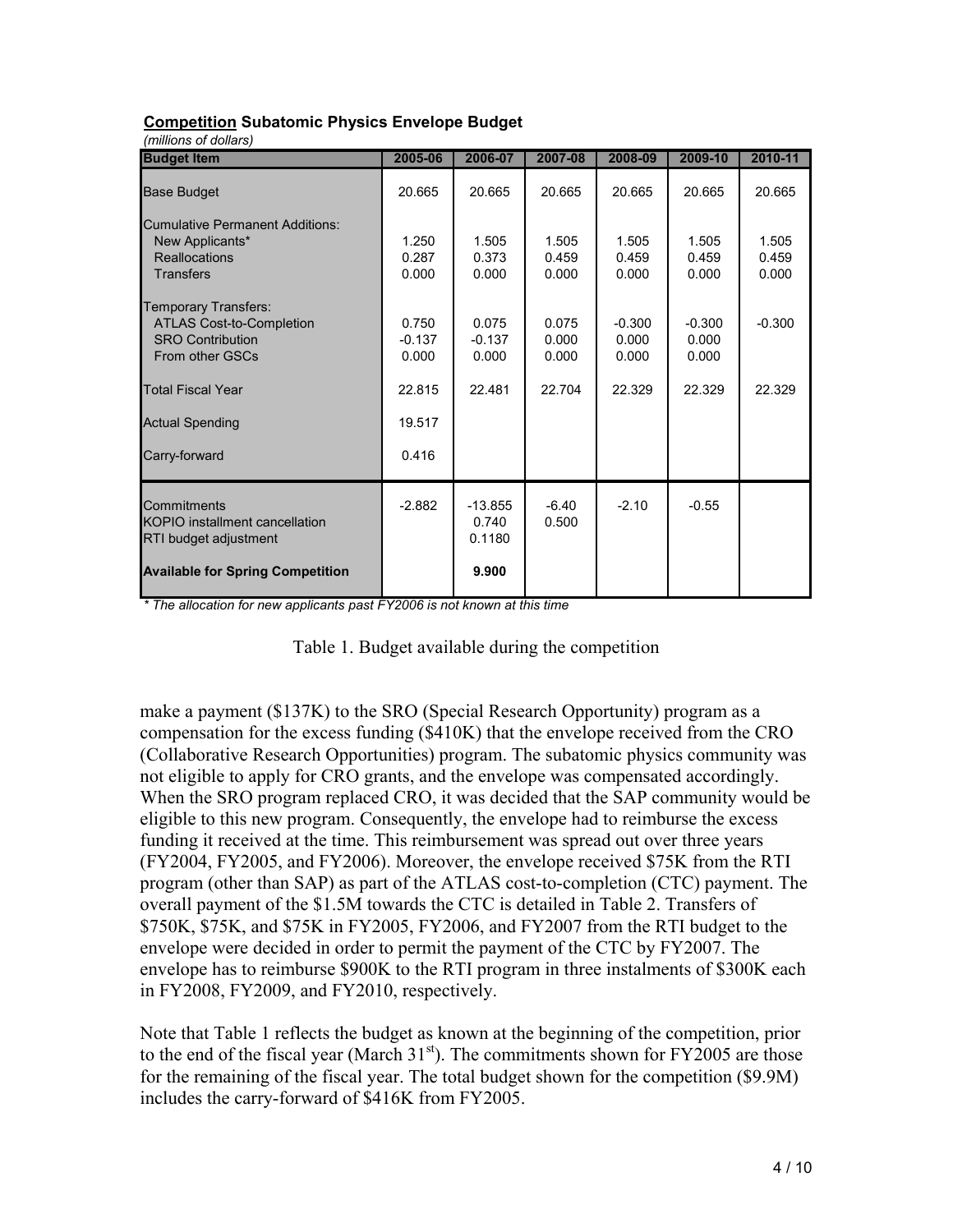**Competition Subatomic Physics Envelope Budget**

*(millions of dollars)*

| Budget Item | 2005-06 | 2006-07 | 2007-08 | 2008-09 | 2009-10 | 2010-11 |
|---|---|---|---|---|---|---|
| Base Budget | 20.665 | 20.665 | 20.665 | 20.665 | 20.665 | 20.665 |
| Cumulative Permanent Additions: | | | | | | |
| New Applicants* | 1.250 | 1.505 | 1.505 | 1.505 | 1.505 | 1.505 |
| Reallocations | 0.287 | 0.373 | 0.459 | 0.459 | 0.459 | 0.459 |
| Transfers | 0.000 | 0.000 | 0.000 | 0.000 | 0.000 | 0.000 |
| Temporary Transfers: | | | | | | |
| ATLAS Cost-to-Completion | 0.750 | 0.075 | 0.075 | -0.300 | -0.300 | -0.300 |
| SRO Contribution | -0.137 | -0.137 | 0.000 | 0.000 | 0.000 | |
| From other GSCs | 0.000 | 0.000 | 0.000 | 0.000 | 0.000 | |
| Total Fiscal Year | 22.815 | 22.481 | 22.704 | 22.329 | 22.329 | 22.329 |
| Actual Spending | 19.517 | | | | | |
| Carry-forward | 0.416 | | | | | |
| Commitments | -2.882 | -13.855 | -6.40 | -2.10 | -0.55 | |
| KOPIO installment cancellation | | 0.740 | 0.500 | | | |
| RTI budget adjustment | | 0.1180 | | | | |
| **Available for Spring Competition** | | **9.900** | | | | |

*\* The allocation for new applicants past FY2006 is not known at this time*

Table 1. Budget available during the competition

make a payment ($137K) to the SRO (Special Research Opportunity) program as a compensation for the excess funding ($410K) that the envelope received from the CRO (Collaborative Research Opportunities) program. The subatomic physics community was not eligible to apply for CRO grants, and the envelope was compensated accordingly. When the SRO program replaced CRO, it was decided that the SAP community would be eligible to this new program. Consequently, the envelope had to reimburse the excess funding it received at the time. This reimbursement was spread out over three years (FY2004, FY2005, and FY2006). Moreover, the envelope received $75K from the RTI program (other than SAP) as part of the ATLAS cost-to-completion (CTC) payment. The overall payment of the $1.5M towards the CTC is detailed in Table 2. Transfers of $750K, $75K, and $75K in FY2005, FY2006, and FY2007 from the RTI budget to the envelope were decided in order to permit the payment of the CTC by FY2007. The envelope has to reimburse $900K to the RTI program in three instalments of $300K each in FY2008, FY2009, and FY2010, respectively.

Note that Table 1 reflects the budget as known at the beginning of the competition, prior to the end of the fiscal year (March 31st). The commitments shown for FY2005 are those for the remaining of the fiscal year. The total budget shown for the competition ($9.9M) includes the carry-forward of $416K from FY2005.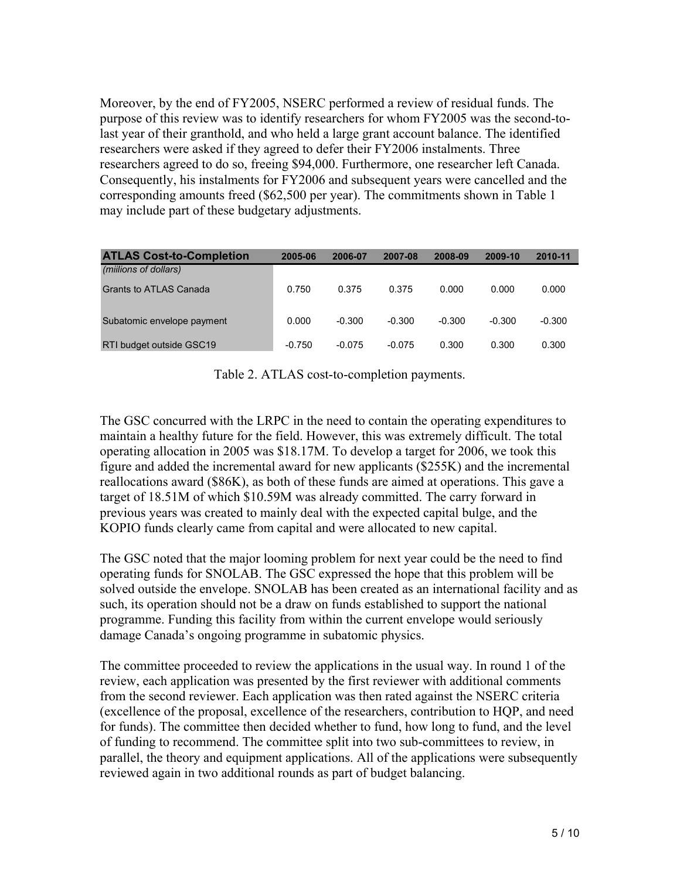Moreover, by the end of FY2005, NSERC performed a review of residual funds. The purpose of this review was to identify researchers for whom FY2005 was the second-to-last year of their granthold, and who held a large grant account balance. The identified researchers were asked if they agreed to defer their FY2006 instalments. Three researchers agreed to do so, freeing $94,000. Furthermore, one researcher left Canada. Consequently, his instalments for FY2006 and subsequent years were cancelled and the corresponding amounts freed ($62,500 per year). The commitments shown in Table 1 may include part of these budgetary adjustments.

| **ATLAS Cost-to-Completion** | **2005-06** | **2006-07** | **2007-08** | **2008-09** | **2009-10** | **2010-11** |
|---|---|---|---|---|---|---|
| *(miilions of dollars)* | | | | | | |
| Grants to ATLAS Canada | 0.750 | 0.375 | 0.375 | 0.000 | 0.000 | 0.000 |
| Subatomic envelope payment | 0.000 | -0.300 | -0.300 | -0.300 | -0.300 | -0.300 |
| RTI budget outside GSC19 | -0.750 | -0.075 | -0.075 | 0.300 | 0.300 | 0.300 |

Table 2. ATLAS cost-to-completion payments.

The GSC concurred with the LRPC in the need to contain the operating expenditures to maintain a healthy future for the field. However, this was extremely difficult. The total operating allocation in 2005 was $18.17M. To develop a target for 2006, we took this figure and added the incremental award for new applicants ($255K) and the incremental reallocations award ($86K), as both of these funds are aimed at operations. This gave a target of 18.51M of which $10.59M was already committed. The carry forward in previous years was created to mainly deal with the expected capital bulge, and the KOPIO funds clearly came from capital and were allocated to new capital.

The GSC noted that the major looming problem for next year could be the need to find operating funds for SNOLAB. The GSC expressed the hope that this problem will be solved outside the envelope. SNOLAB has been created as an international facility and as such, its operation should not be a draw on funds established to support the national programme. Funding this facility from within the current envelope would seriously damage Canada's ongoing programme in subatomic physics.

The committee proceeded to review the applications in the usual way. In round 1 of the review, each application was presented by the first reviewer with additional comments from the second reviewer. Each application was then rated against the NSERC criteria (excellence of the proposal, excellence of the researchers, contribution to HQP, and need for funds). The committee then decided whether to fund, how long to fund, and the level of funding to recommend. The committee split into two sub-committees to review, in parallel, the theory and equipment applications. All of the applications were subsequently reviewed again in two additional rounds as part of budget balancing.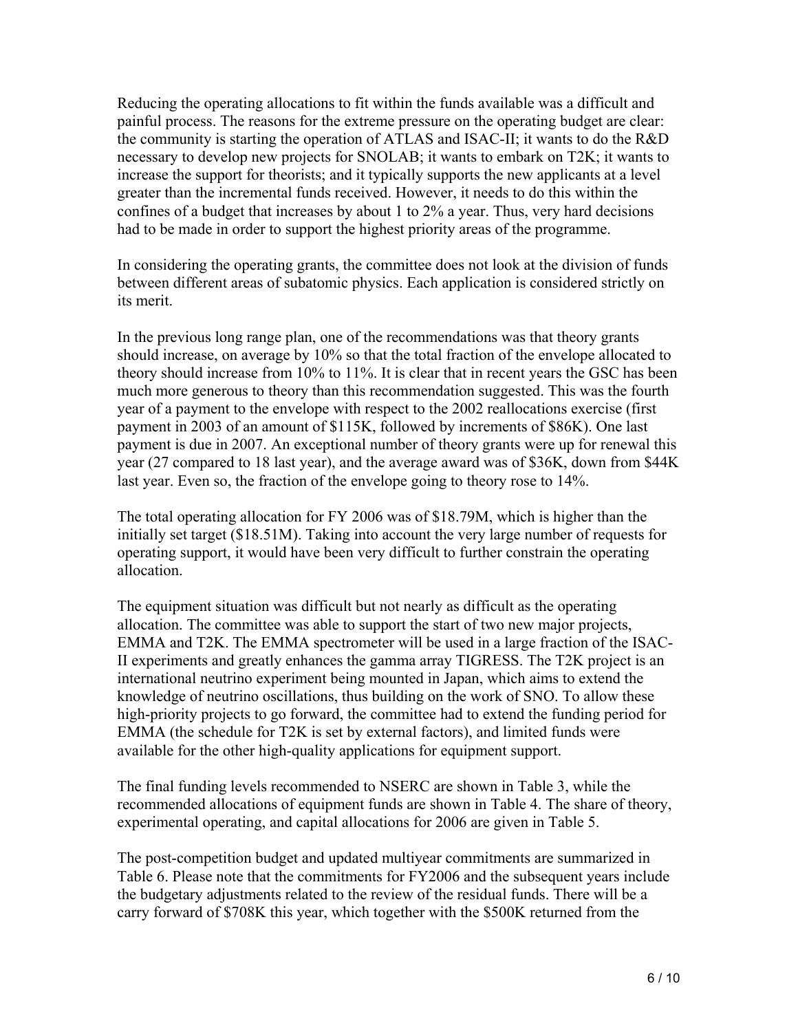Reducing the operating allocations to fit within the funds available was a difficult and painful process. The reasons for the extreme pressure on the operating budget are clear: the community is starting the operation of ATLAS and ISAC-II; it wants to do the R&D necessary to develop new projects for SNOLAB; it wants to embark on T2K; it wants to increase the support for theorists; and it typically supports the new applicants at a level greater than the incremental funds received. However, it needs to do this within the confines of a budget that increases by about 1 to 2% a year. Thus, very hard decisions had to be made in order to support the highest priority areas of the programme.

In considering the operating grants, the committee does not look at the division of funds between different areas of subatomic physics. Each application is considered strictly on its merit.

In the previous long range plan, one of the recommendations was that theory grants should increase, on average by 10% so that the total fraction of the envelope allocated to theory should increase from 10% to 11%. It is clear that in recent years the GSC has been much more generous to theory than this recommendation suggested. This was the fourth year of a payment to the envelope with respect to the 2002 reallocations exercise (first payment in 2003 of an amount of $115K, followed by increments of $86K). One last payment is due in 2007. An exceptional number of theory grants were up for renewal this year (27 compared to 18 last year), and the average award was of $36K, down from $44K last year. Even so, the fraction of the envelope going to theory rose to 14%.

The total operating allocation for FY 2006 was of $18.79M, which is higher than the initially set target ($18.51M). Taking into account the very large number of requests for operating support, it would have been very difficult to further constrain the operating allocation.

The equipment situation was difficult but not nearly as difficult as the operating allocation. The committee was able to support the start of two new major projects, EMMA and T2K. The EMMA spectrometer will be used in a large fraction of the ISAC-II experiments and greatly enhances the gamma array TIGRESS. The T2K project is an international neutrino experiment being mounted in Japan, which aims to extend the knowledge of neutrino oscillations, thus building on the work of SNO. To allow these high-priority projects to go forward, the committee had to extend the funding period for EMMA (the schedule for T2K is set by external factors), and limited funds were available for the other high-quality applications for equipment support.

The final funding levels recommended to NSERC are shown in Table 3, while the recommended allocations of equipment funds are shown in Table 4. The share of theory, experimental operating, and capital allocations for 2006 are given in Table 5.

The post-competition budget and updated multiyear commitments are summarized in Table 6. Please note that the commitments for FY2006 and the subsequent years include the budgetary adjustments related to the review of the residual funds. There will be a carry forward of $708K this year, which together with the $500K returned from the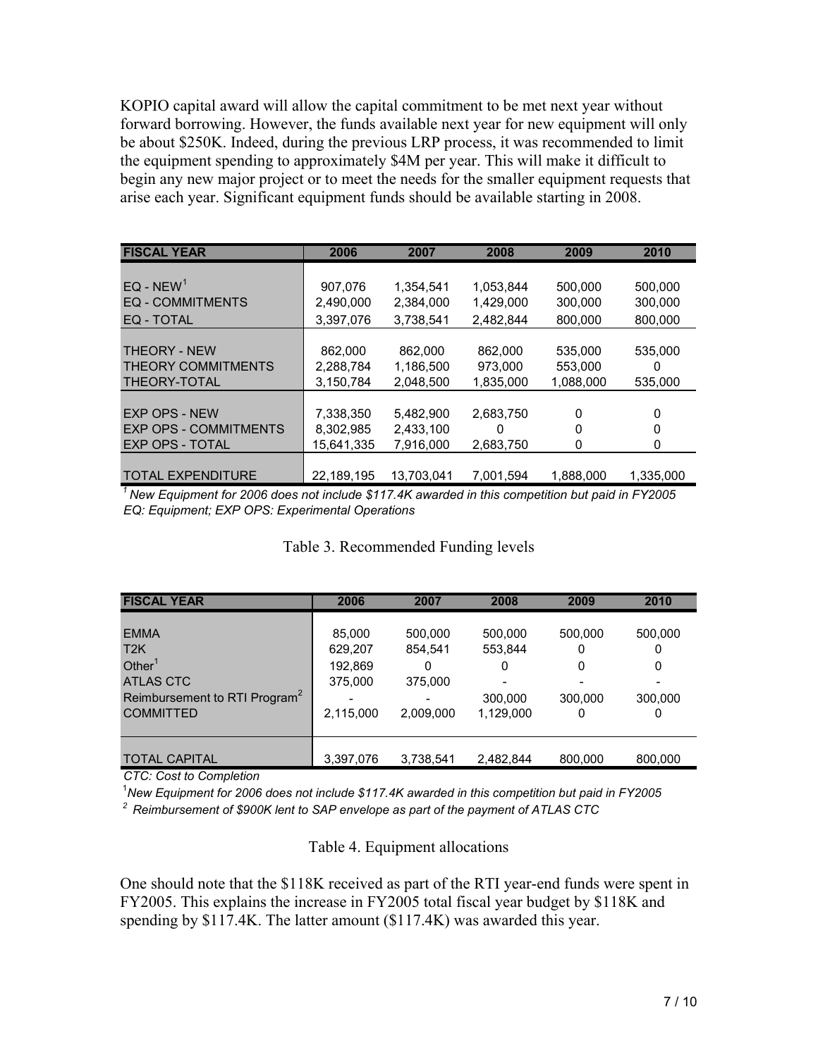KOPIO capital award will allow the capital commitment to be met next year without forward borrowing. However, the funds available next year for new equipment will only be about $250K. Indeed, during the previous LRP process, it was recommended to limit the equipment spending to approximately $4M per year. This will make it difficult to begin any new major project or to meet the needs for the smaller equipment requests that arise each year. Significant equipment funds should be available starting in 2008.

| FISCAL YEAR | 2006 | 2007 | 2008 | 2009 | 2010 |
|---|---|---|---|---|---|
| EQ - NEW[1] | 907,076 | 1,354,541 | 1,053,844 | 500,000 | 500,000 |
| EQ - COMMITMENTS | 2,490,000 | 2,384,000 | 1,429,000 | 300,000 | 300,000 |
| EQ - TOTAL | 3,397,076 | 3,738,541 | 2,482,844 | 800,000 | 800,000 |
| THEORY - NEW | 862,000 | 862,000 | 862,000 | 535,000 | 535,000 |
| THEORY COMMITMENTS | 2,288,784 | 1,186,500 | 973,000 | 553,000 | 0 |
| THEORY-TOTAL | 3,150,784 | 2,048,500 | 1,835,000 | 1,088,000 | 535,000 |
| EXP OPS - NEW | 7,338,350 | 5,482,900 | 2,683,750 | 0 | 0 |
| EXP OPS - COMMITMENTS | 8,302,985 | 2,433,100 | 0 | 0 | 0 |
| EXP OPS - TOTAL | 15,641,335 | 7,916,000 | 2,683,750 | 0 | 0 |
| TOTAL EXPENDITURE | 22,189,195 | 13,703,041 | 7,001,594 | 1,888,000 | 1,335,000 |

*[1] New Equipment for 2006 does not include $117.4K awarded in this competition but paid in FY2005*
*EQ: Equipment; EXP OPS: Experimental Operations*

Table 3. Recommended Funding levels

| FISCAL YEAR | 2006 | 2007 | 2008 | 2009 | 2010 |
|---|---|---|---|---|---|
| EMMA | 85,000 | 500,000 | 500,000 | 500,000 | 500,000 |
| T2K | 629,207 | 854,541 | 553,844 | 0 | 0 |
| Other[1] | 192,869 | 0 | 0 | 0 | 0 |
| ATLAS CTC | 375,000 | 375,000 | - | - | - |
| Reimbursement to RTI Program[2] | - | - | 300,000 | 300,000 | 300,000 |
| COMMITTED | 2,115,000 | 2,009,000 | 1,129,000 | 0 | 0 |
| TOTAL CAPITAL | 3,397,076 | 3,738,541 | 2,482,844 | 800,000 | 800,000 |

*CTC: Cost to Completion*
*[1] New Equipment for 2006 does not include $117.4K awarded in this competition but paid in FY2005*
*[2] Reimbursement of $900K lent to SAP envelope as part of the payment of ATLAS CTC*

Table 4. Equipment allocations

One should note that the $118K received as part of the RTI year-end funds were spent in FY2005. This explains the increase in FY2005 total fiscal year budget by $118K and spending by $117.4K. The latter amount ($117.4K) was awarded this year.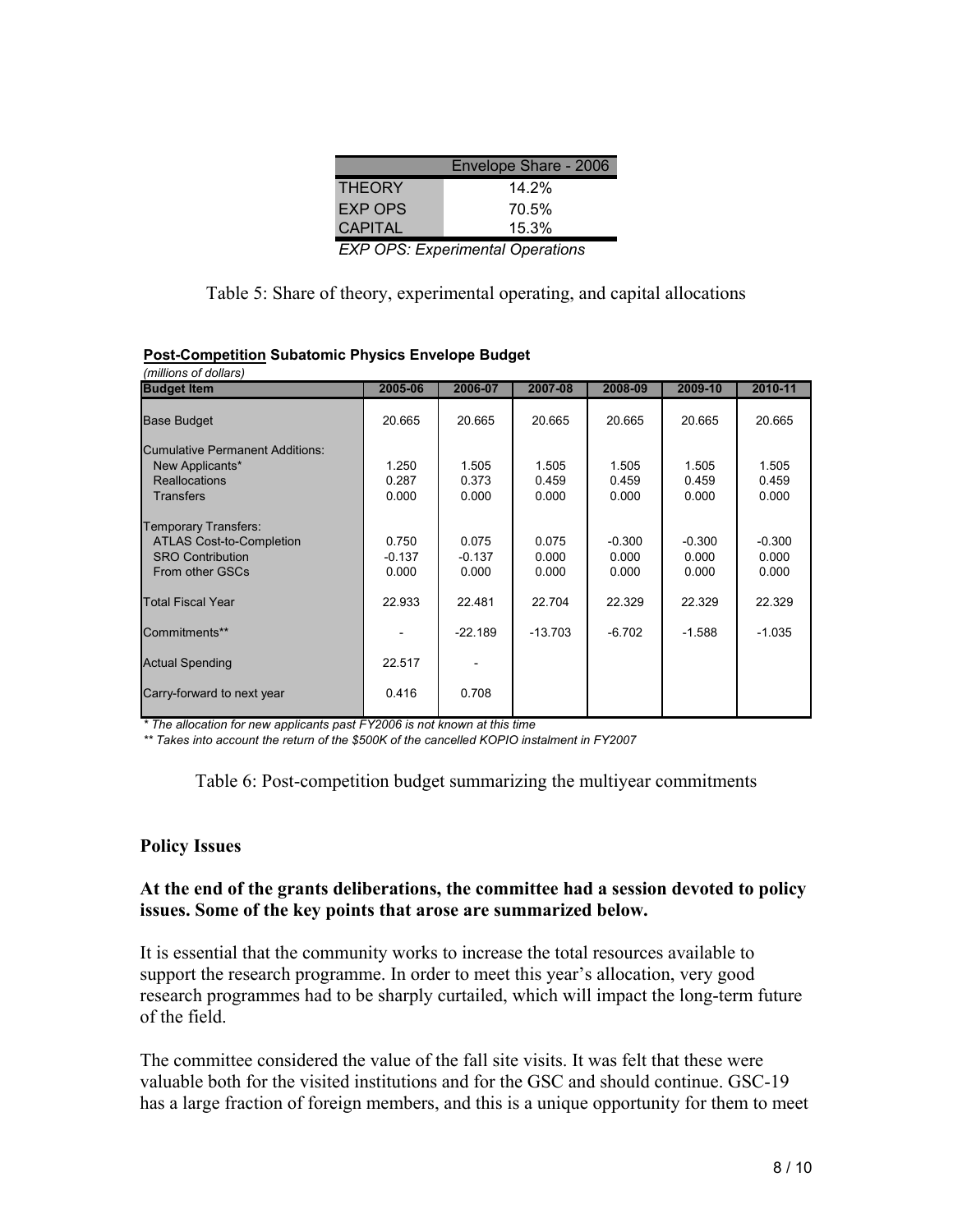| | Envelope Share - 2006 |
|---|---|
| THEORY | 14.2% |
| EXP OPS | 70.5% |
| CAPITAL | 15.3% |

*EXP OPS: Experimental Operations*

Table 5: Share of theory, experimental operating, and capital allocations

**Post-Competition Subatomic Physics Envelope Budget**
*(millions of dollars)*

| Budget Item | 2005-06 | 2006-07 | 2007-08 | 2008-09 | 2009-10 | 2010-11 |
|---|---|---|---|---|---|---|
| Base Budget | 20.665 | 20.665 | 20.665 | 20.665 | 20.665 | 20.665 |
| Cumulative Permanent Additions: | | | | | | |
| New Applicants* | 1.250 | 1.505 | 1.505 | 1.505 | 1.505 | 1.505 |
| Reallocations | 0.287 | 0.373 | 0.459 | 0.459 | 0.459 | 0.459 |
| Transfers | 0.000 | 0.000 | 0.000 | 0.000 | 0.000 | 0.000 |
| Temporary Transfers: | | | | | | |
| ATLAS Cost-to-Completion | 0.750 | 0.075 | 0.075 | -0.300 | -0.300 | -0.300 |
| SRO Contribution | -0.137 | -0.137 | 0.000 | 0.000 | 0.000 | 0.000 |
| From other GSCs | 0.000 | 0.000 | 0.000 | 0.000 | 0.000 | 0.000 |
| Total Fiscal Year | 22.933 | 22.481 | 22.704 | 22.329 | 22.329 | 22.329 |
| Commitments** | - | -22.189 | -13.703 | -6.702 | -1.588 | -1.035 |
| Actual Spending | 22.517 | - | | | | |
| Carry-forward to next year | 0.416 | 0.708 | | | | |

*\* The allocation for new applicants past FY2006 is not known at this time*

*\*\* Takes into account the return of the $500K of the cancelled KOPIO instalment in FY2007*

Table 6: Post-competition budget summarizing the multiyear commitments

## Policy Issues

### At the end of the grants deliberations, the committee had a session devoted to policy issues. Some of the key points that arose are summarized below.

It is essential that the community works to increase the total resources available to support the research programme. In order to meet this year's allocation, very good research programmes had to be sharply curtailed, which will impact the long-term future of the field.

The committee considered the value of the fall site visits. It was felt that these were valuable both for the visited institutions and for the GSC and should continue. GSC-19 has a large fraction of foreign members, and this is a unique opportunity for them to meet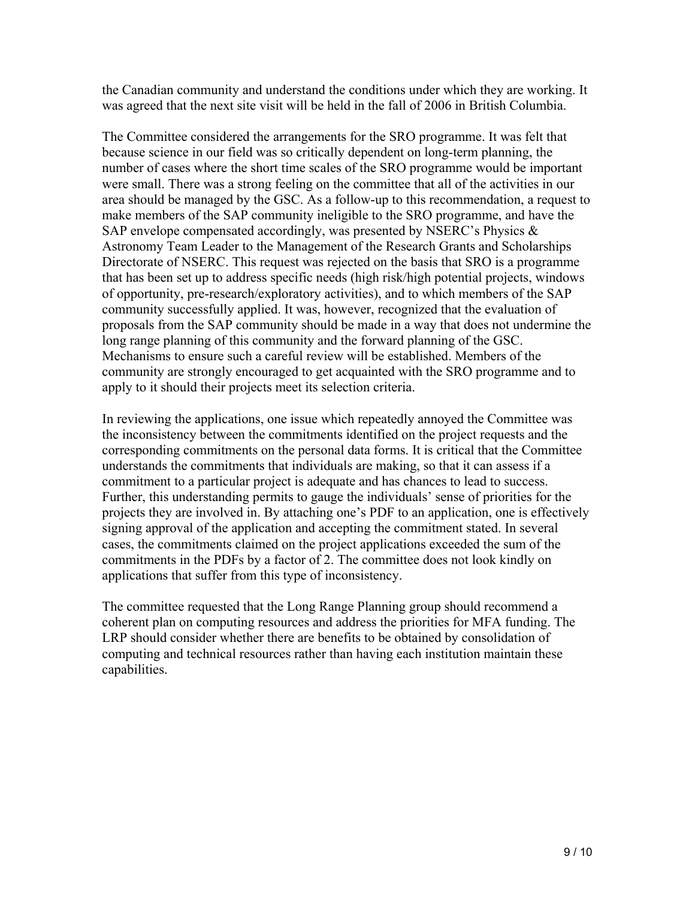the Canadian community and understand the conditions under which they are working. It was agreed that the next site visit will be held in the fall of 2006 in British Columbia.

The Committee considered the arrangements for the SRO programme. It was felt that because science in our field was so critically dependent on long-term planning, the number of cases where the short time scales of the SRO programme would be important were small. There was a strong feeling on the committee that all of the activities in our area should be managed by the GSC. As a follow-up to this recommendation, a request to make members of the SAP community ineligible to the SRO programme, and have the SAP envelope compensated accordingly, was presented by NSERC's Physics & Astronomy Team Leader to the Management of the Research Grants and Scholarships Directorate of NSERC. This request was rejected on the basis that SRO is a programme that has been set up to address specific needs (high risk/high potential projects, windows of opportunity, pre-research/exploratory activities), and to which members of the SAP community successfully applied. It was, however, recognized that the evaluation of proposals from the SAP community should be made in a way that does not undermine the long range planning of this community and the forward planning of the GSC. Mechanisms to ensure such a careful review will be established. Members of the community are strongly encouraged to get acquainted with the SRO programme and to apply to it should their projects meet its selection criteria.

In reviewing the applications, one issue which repeatedly annoyed the Committee was the inconsistency between the commitments identified on the project requests and the corresponding commitments on the personal data forms. It is critical that the Committee understands the commitments that individuals are making, so that it can assess if a commitment to a particular project is adequate and has chances to lead to success. Further, this understanding permits to gauge the individuals' sense of priorities for the projects they are involved in. By attaching one's PDF to an application, one is effectively signing approval of the application and accepting the commitment stated. In several cases, the commitments claimed on the project applications exceeded the sum of the commitments in the PDFs by a factor of 2. The committee does not look kindly on applications that suffer from this type of inconsistency.

The committee requested that the Long Range Planning group should recommend a coherent plan on computing resources and address the priorities for MFA funding. The LRP should consider whether there are benefits to be obtained by consolidation of computing and technical resources rather than having each institution maintain these capabilities.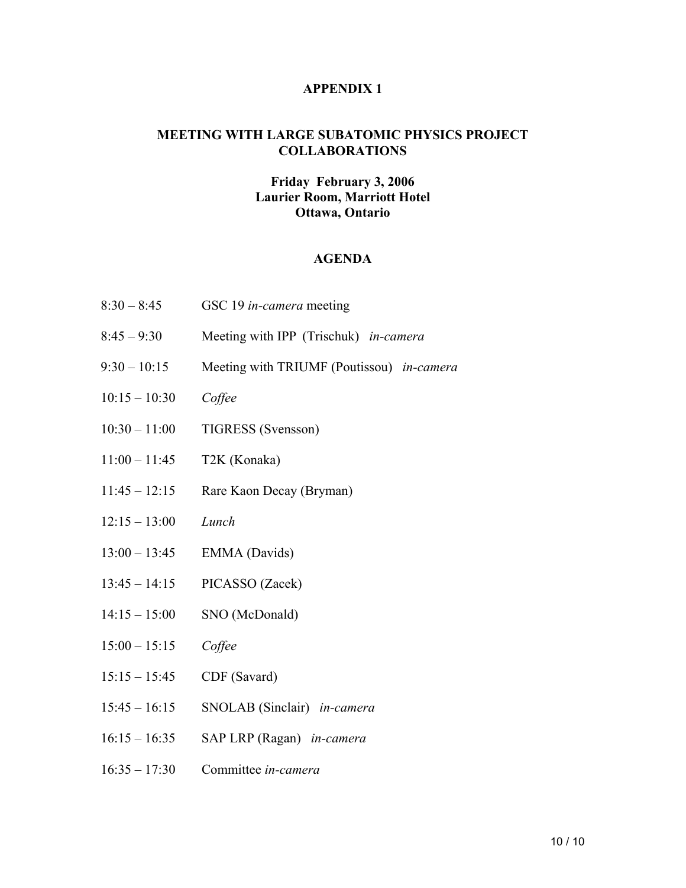# APPENDIX 1

## MEETING WITH LARGE SUBATOMIC PHYSICS PROJECT COLLABORATIONS

**Friday February 3, 2006**
**Laurier Room, Marriott Hotel**
**Ottawa, Ontario**

## AGENDA

| | |
|---|---|
| 8:30 – 8:45 | GSC 19 *in-camera* meeting |
| 8:45 – 9:30 | Meeting with IPP (Trischuk) *in-camera* |
| 9:30 – 10:15 | Meeting with TRIUMF (Poutissou) *in-camera* |
| 10:15 – 10:30 | *Coffee* |
| 10:30 – 11:00 | TIGRESS (Svensson) |
| 11:00 – 11:45 | T2K (Konaka) |
| 11:45 – 12:15 | Rare Kaon Decay (Bryman) |
| 12:15 – 13:00 | *Lunch* |
| 13:00 – 13:45 | EMMA (Davids) |
| 13:45 – 14:15 | PICASSO (Zacek) |
| 14:15 – 15:00 | SNO (McDonald) |
| 15:00 – 15:15 | *Coffee* |
| 15:15 – 15:45 | CDF (Savard) |
| 15:45 – 16:15 | SNOLAB (Sinclair) *in-camera* |
| 16:15 – 16:35 | SAP LRP (Ragan) *in-camera* |
| 16:35 – 17:30 | Committee *in-camera* |